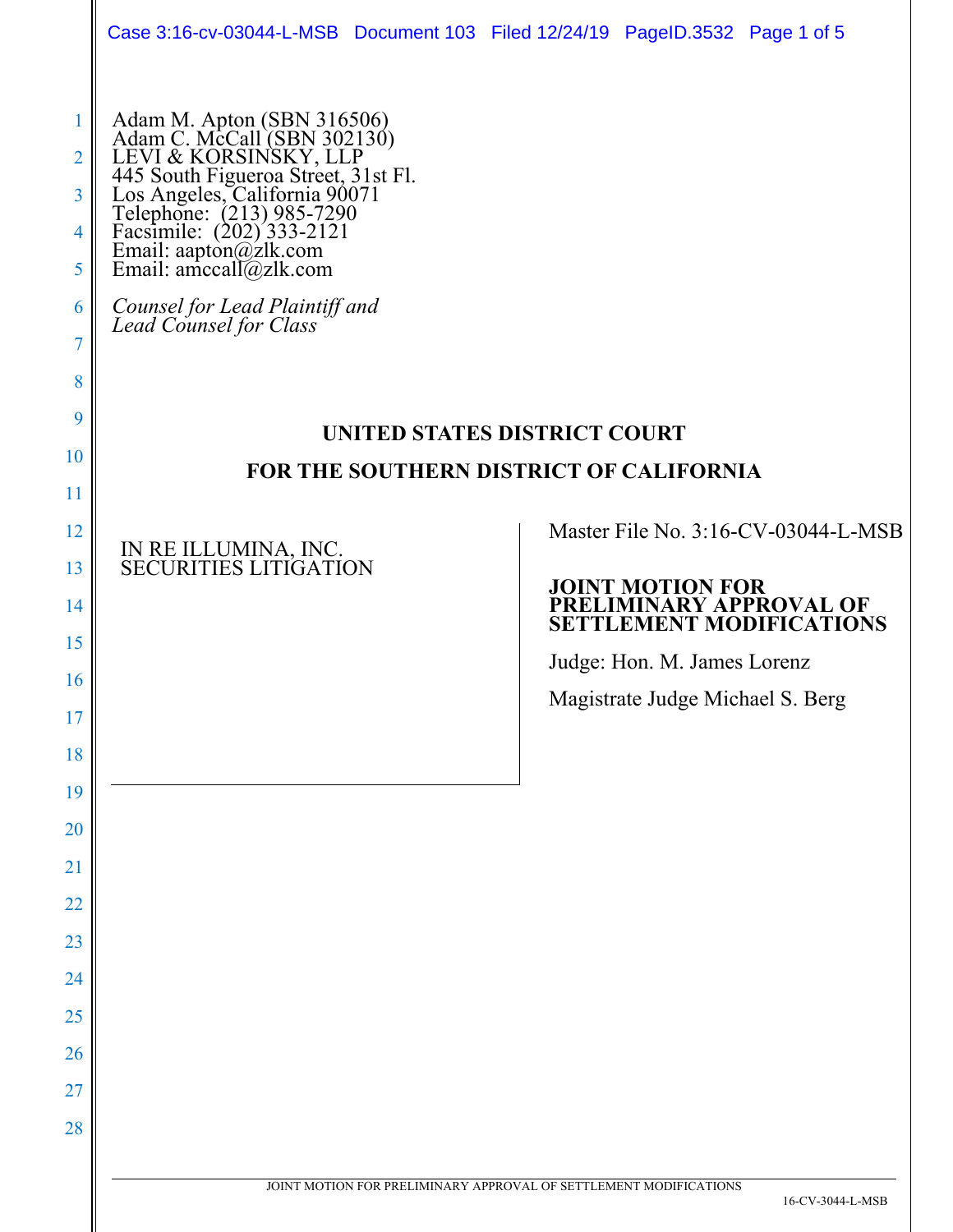Adam M. Apton (SBN 316506)
Adam C. McCall (SBN 302130)
LEVI & KORSINSKY, LLP
445 South Figueroa Street, 31st Fl.
Los Angeles, California 90071
Telephone: (213) 985-7290
Facsimile: (202) 333-2121
Email: aapton@zlk.com
Email: amccall@zlk.com

*Counsel for Lead Plaintiff and Lead Counsel for Class*

**UNITED STATES DISTRICT COURT**

**FOR THE SOUTHERN DISTRICT OF CALIFORNIA**

IN RE ILLUMINA, INC. SECURITIES LITIGATION

Master File No. 3:16-CV-03044-L-MSB

**JOINT MOTION FOR PRELIMINARY APPROVAL OF SETTLEMENT MODIFICATIONS**

Judge: Hon. M. James Lorenz

Magistrate Judge Michael S. Berg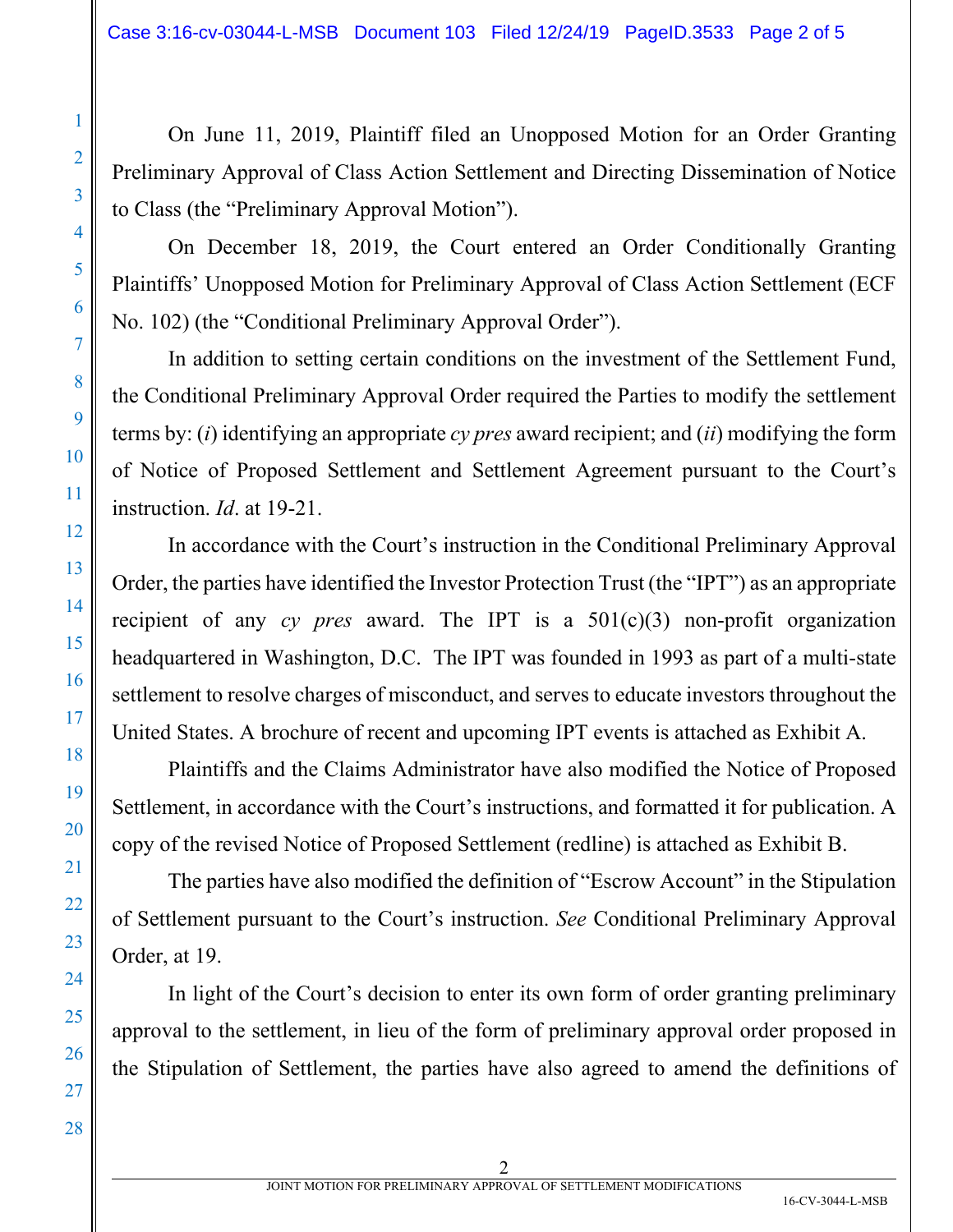On June 11, 2019, Plaintiff filed an Unopposed Motion for an Order Granting Preliminary Approval of Class Action Settlement and Directing Dissemination of Notice to Class (the "Preliminary Approval Motion").

On December 18, 2019, the Court entered an Order Conditionally Granting Plaintiffs' Unopposed Motion for Preliminary Approval of Class Action Settlement (ECF No. 102) (the "Conditional Preliminary Approval Order").

In addition to setting certain conditions on the investment of the Settlement Fund, the Conditional Preliminary Approval Order required the Parties to modify the settlement terms by: (*i*) identifying an appropriate *cy pres* award recipient; and (*ii*) modifying the form of Notice of Proposed Settlement and Settlement Agreement pursuant to the Court's instruction. *Id*. at 19-21.

In accordance with the Court's instruction in the Conditional Preliminary Approval Order, the parties have identified the Investor Protection Trust (the "IPT") as an appropriate recipient of any *cy pres* award. The IPT is a 501(c)(3) non-profit organization headquartered in Washington, D.C. The IPT was founded in 1993 as part of a multi-state settlement to resolve charges of misconduct, and serves to educate investors throughout the United States. A brochure of recent and upcoming IPT events is attached as Exhibit A.

Plaintiffs and the Claims Administrator have also modified the Notice of Proposed Settlement, in accordance with the Court's instructions, and formatted it for publication. A copy of the revised Notice of Proposed Settlement (redline) is attached as Exhibit B.

The parties have also modified the definition of "Escrow Account" in the Stipulation of Settlement pursuant to the Court's instruction. *See* Conditional Preliminary Approval Order, at 19.

In light of the Court's decision to enter its own form of order granting preliminary approval to the settlement, in lieu of the form of preliminary approval order proposed in the Stipulation of Settlement, the parties have also agreed to amend the definitions of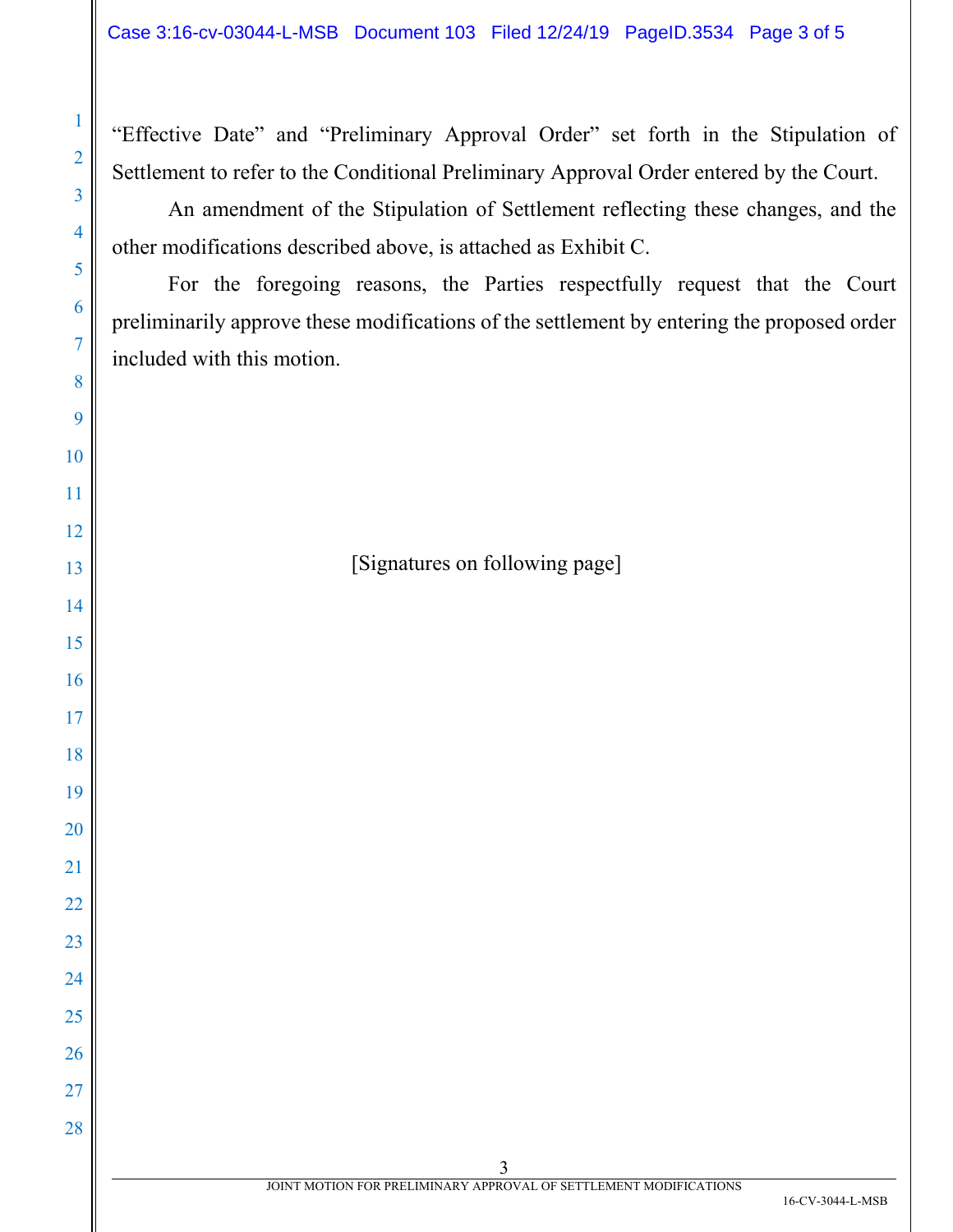"Effective Date" and "Preliminary Approval Order" set forth in the Stipulation of Settlement to refer to the Conditional Preliminary Approval Order entered by the Court.

An amendment of the Stipulation of Settlement reflecting these changes, and the other modifications described above, is attached as Exhibit C.

For the foregoing reasons, the Parties respectfully request that the Court preliminarily approve these modifications of the settlement by entering the proposed order included with this motion.

[Signatures on following page]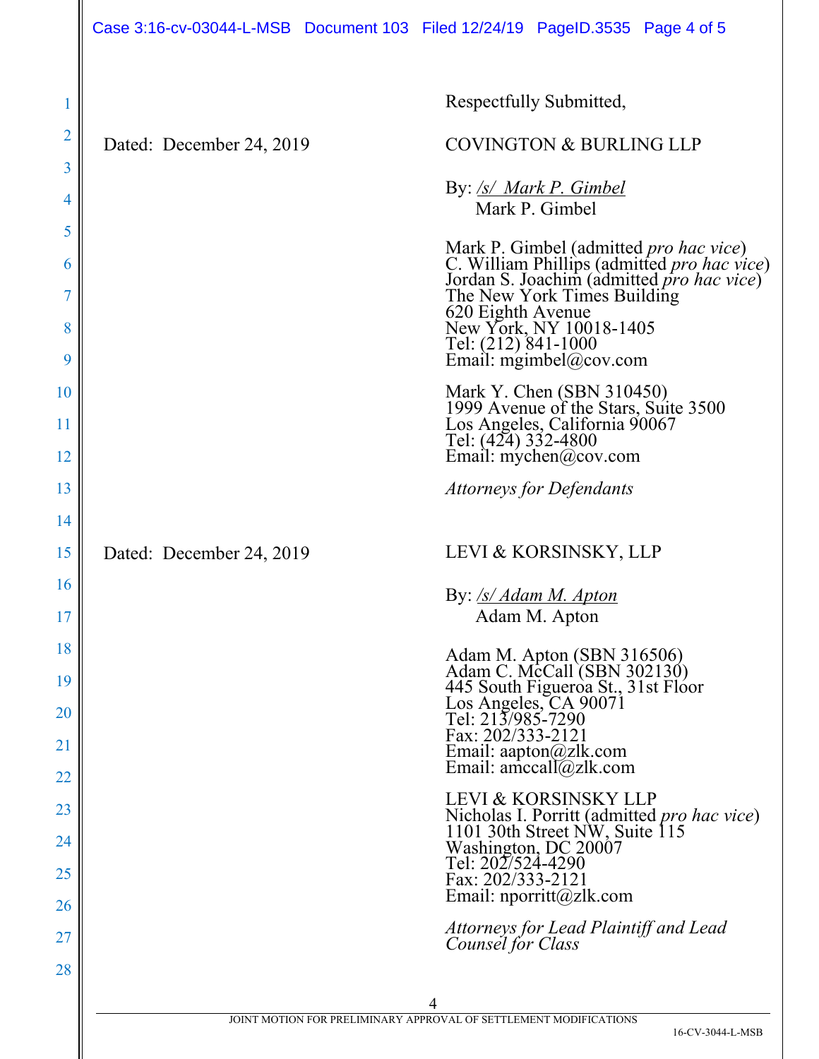Respectfully Submitted,

Dated: December 24, 2019

COVINGTON & BURLING LLP

By: /s/ Mark P. Gimbel
Mark P. Gimbel

Mark P. Gimbel (admitted *pro hac vice*)
C. William Phillips (admitted *pro hac vice*)
Jordan S. Joachim (admitted *pro hac vice*)
The New York Times Building
620 Eighth Avenue
New York, NY 10018-1405
Tel: (212) 841-1000
Email: mgimbel@cov.com

Mark Y. Chen (SBN 310450)
1999 Avenue of the Stars, Suite 3500
Los Angeles, California 90067
Tel: (424) 332-4800
Email: mychen@cov.com

*Attorneys for Defendants*

Dated: December 24, 2019

LEVI & KORSINSKY, LLP

By: /s/ Adam M. Apton
Adam M. Apton

Adam M. Apton (SBN 316506)
Adam C. McCall (SBN 302130)
445 South Figueroa St., 31st Floor
Los Angeles, CA 90071
Tel: 213/985-7290
Fax: 202/333-2121
Email: aapton@zlk.com
Email: amccall@zlk.com

LEVI & KORSINSKY LLP
Nicholas I. Porritt (admitted *pro hac vice*)
1101 30th Street NW, Suite 115
Washington, DC 20007
Tel: 202/524-4290
Fax: 202/333-2121
Email: nporritt@zlk.com

*Attorneys for Lead Plaintiff and Lead Counsel for Class*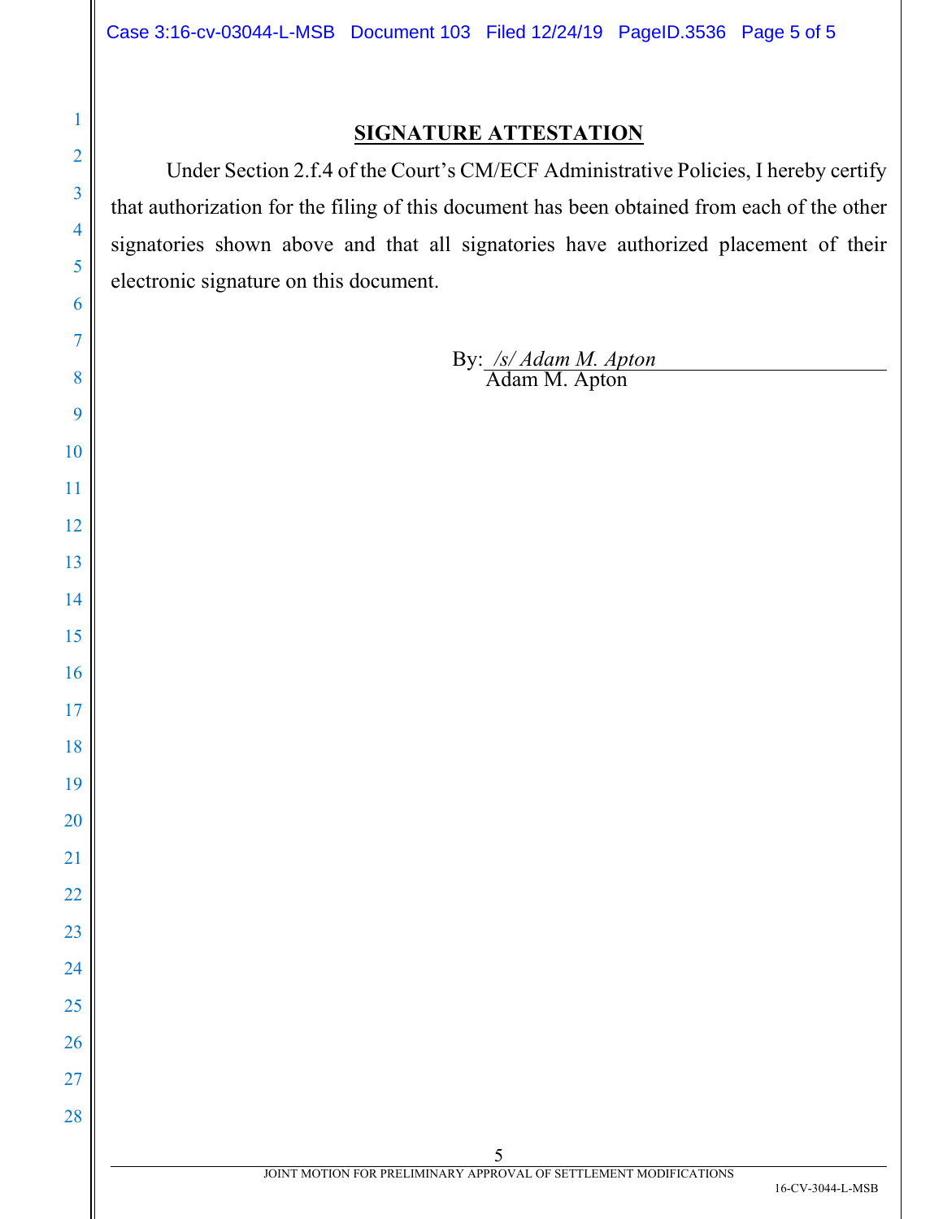## SIGNATURE ATTESTATION

Under Section 2.f.4 of the Court's CM/ECF Administrative Policies, I hereby certify that authorization for the filing of this document has been obtained from each of the other signatories shown above and that all signatories have authorized placement of their electronic signature on this document.

By: */s/ Adam M. Apton*
Adam M. Apton